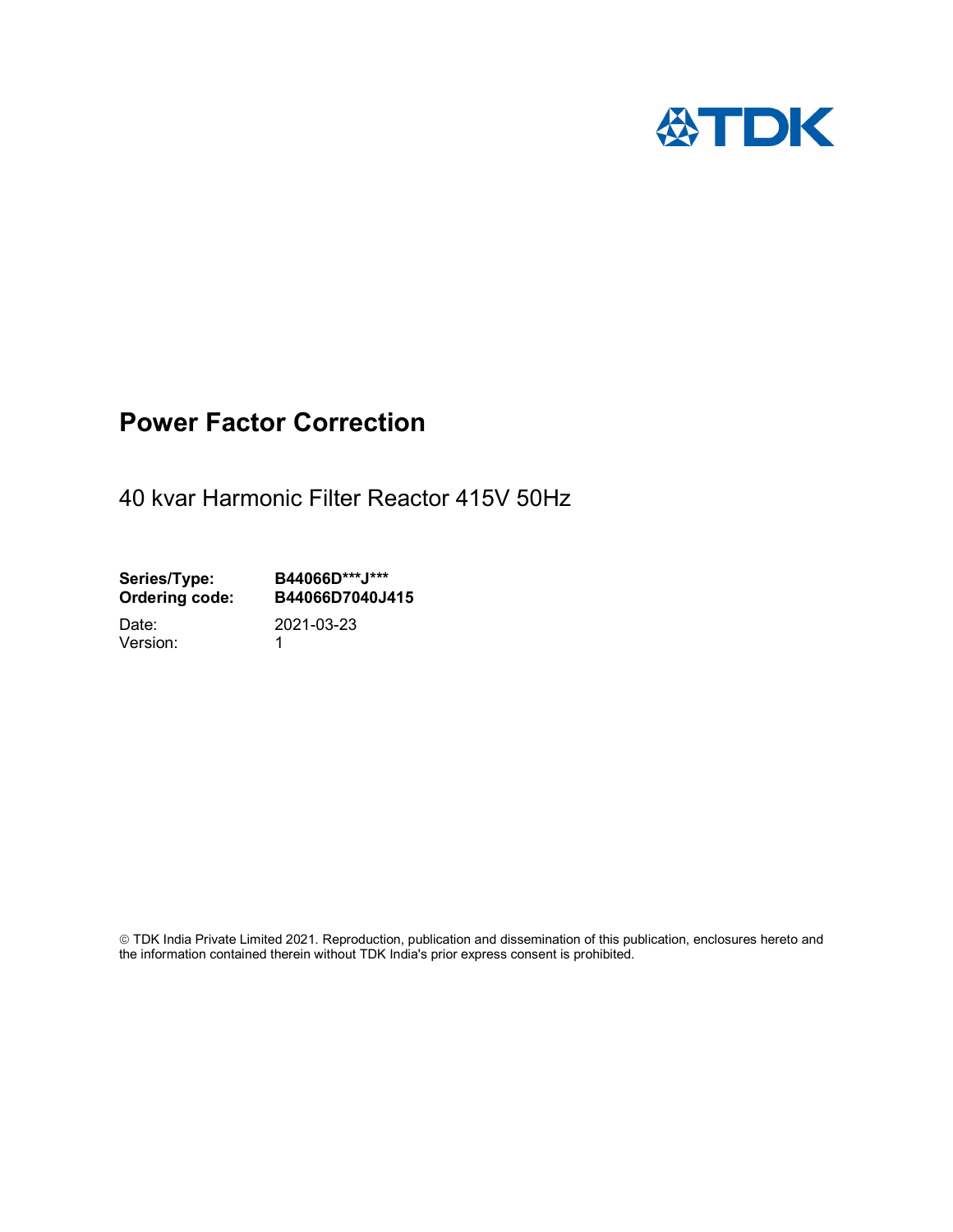# Power Factor Correction

40 kvar Harmonic Filter Reactor 415V 50Hz

| | |
|---|---|
| **Series/Type:** | **B44066D***J*** ** |
| **Ordering code:** | **B44066D7040J415** |
| Date: | 2021-03-23 |
| Version: | 1 |

© TDK India Private Limited 2021. Reproduction, publication and dissemination of this publication, enclosures hereto and the information contained therein without TDK India's prior express consent is prohibited.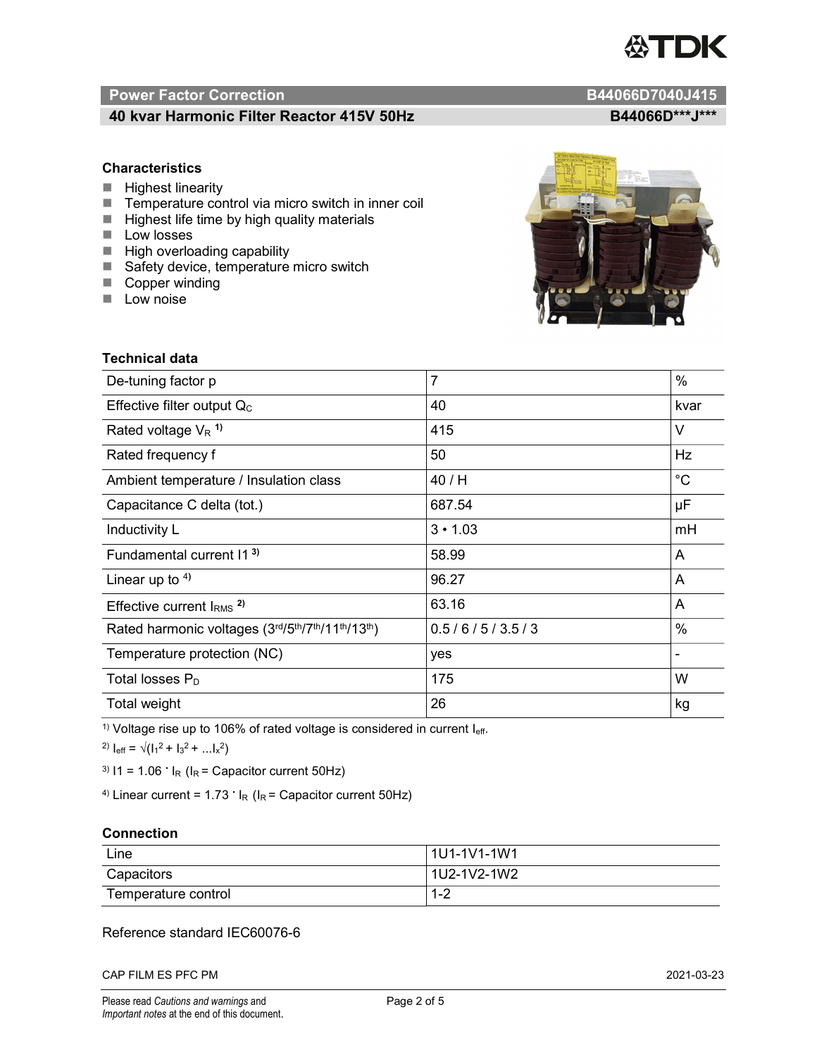## Power Factor Correction — B44066D7040J415

### 40 kvar Harmonic Filter Reactor 415V 50Hz — B44066D***J***

### Characteristics

- Highest linearity
- Temperature control via micro switch in inner coil
- Highest life time by high quality materials
- Low losses
- High overloading capability
- Safety device, temperature micro switch
- Copper winding
- Low noise

### Technical data

| | | |
|---|---|---|
| De-tuning factor p | 7 | % |
| Effective filter output $Q_C$ | 40 | kvar |
| Rated voltage $V_R$ [1] | 415 | V |
| Rated frequency f | 50 | Hz |
| Ambient temperature / Insulation class | 40 / H | °C |
| Capacitance C delta (tot.) | 687.54 | µF |
| Inductivity L | 3 • 1.03 | mH |
| Fundamental current I1 [3] | 58.99 | A |
| Linear up to [4] | 96.27 | A |
| Effective current $I_{RMS}$ [2] | 63.16 | A |
| Rated harmonic voltages (3rd/5th/7th/11th/13th) | 0.5 / 6 / 5 / 3.5 / 3 | % |
| Temperature protection (NC) | yes | - |
| Total losses $P_D$ | 175 | W |
| Total weight | 26 | kg |

[1] Voltage rise up to 106% of rated voltage is considered in current $I_{eff}$.

[2] $I_{eff} = \sqrt{(I_1^2 + I_3^2 + ...I_x^2)}$

[3] $I1 = 1.06 \cdot I_R$ ($I_R$ = Capacitor current 50Hz)

[4] Linear current = $1.73 \cdot I_R$ ($I_R$ = Capacitor current 50Hz)

### Connection

| | |
|---|---|
| Line | 1U1-1V1-1W1 |
| Capacitors | 1U2-1V2-1W2 |
| Temperature control | 1-2 |

Reference standard IEC60076-6

CAP FILM ES PFC PM 2021-03-23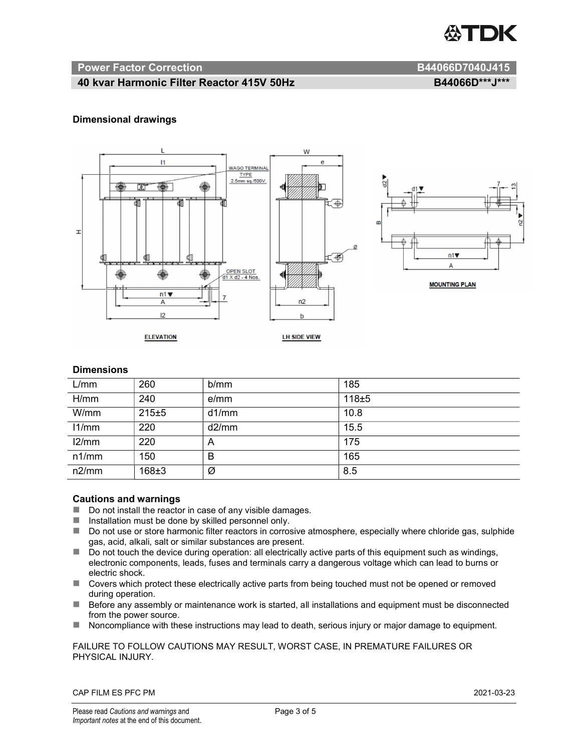# Power Factor Correction

## 40 kvar Harmonic Filter Reactor 415V 50Hz

B44066D7040J415

B44066D***J***

### Dimensional drawings

### Dimensions

| L/mm | 260 | b/mm | 185 |
|---|---|---|---|
| H/mm | 240 | e/mm | 118±5 |
| W/mm | 215±5 | d1/mm | 10.8 |
| l1/mm | 220 | d2/mm | 15.5 |
| l2/mm | 220 | A | 175 |
| n1/mm | 150 | B | 165 |
| n2/mm | 168±3 | Ø | 8.5 |

### Cautions and warnings

- Do not install the reactor in case of any visible damages.
- Installation must be done by skilled personnel only.
- Do not use or store harmonic filter reactors in corrosive atmosphere, especially where chloride gas, sulphide gas, acid, alkali, salt or similar substances are present.
- Do not touch the device during operation: all electrically active parts of this equipment such as windings, electronic components, leads, fuses and terminals carry a dangerous voltage which can lead to burns or electric shock.
- Covers which protect these electrically active parts from being touched must not be opened or removed during operation.
- Before any assembly or maintenance work is started, all installations and equipment must be disconnected from the power source.
- Noncompliance with these instructions may lead to death, serious injury or major damage to equipment.

FAILURE TO FOLLOW CAUTIONS MAY RESULT, WORST CASE, IN PREMATURE FAILURES OR PHYSICAL INJURY.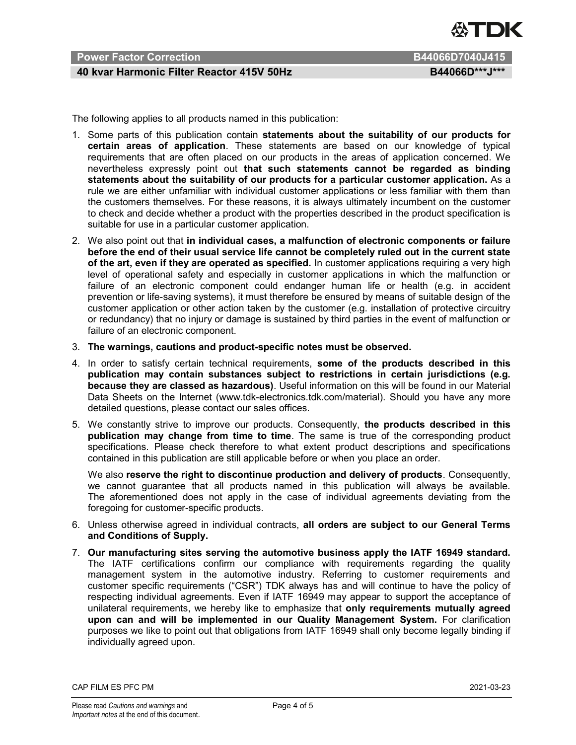The following applies to all products named in this publication:

1. Some parts of this publication contain **statements about the suitability of our products for certain areas of application**. These statements are based on our knowledge of typical requirements that are often placed on our products in the areas of application concerned. We nevertheless expressly point out **that such statements cannot be regarded as binding statements about the suitability of our products for a particular customer application.** As a rule we are either unfamiliar with individual customer applications or less familiar with them than the customers themselves. For these reasons, it is always ultimately incumbent on the customer to check and decide whether a product with the properties described in the product specification is suitable for use in a particular customer application.
2. We also point out that **in individual cases, a malfunction of electronic components or failure before the end of their usual service life cannot be completely ruled out in the current state of the art, even if they are operated as specified.** In customer applications requiring a very high level of operational safety and especially in customer applications in which the malfunction or failure of an electronic component could endanger human life or health (e.g. in accident prevention or life-saving systems), it must therefore be ensured by means of suitable design of the customer application or other action taken by the customer (e.g. installation of protective circuitry or redundancy) that no injury or damage is sustained by third parties in the event of malfunction or failure of an electronic component.
3. **The warnings, cautions and product-specific notes must be observed.**
4. In order to satisfy certain technical requirements, **some of the products described in this publication may contain substances subject to restrictions in certain jurisdictions (e.g. because they are classed as hazardous)**. Useful information on this will be found in our Material Data Sheets on the Internet (www.tdk-electronics.tdk.com/material). Should you have any more detailed questions, please contact our sales offices.
5. We constantly strive to improve our products. Consequently, **the products described in this publication may change from time to time**. The same is true of the corresponding product specifications. Please check therefore to what extent product descriptions and specifications contained in this publication are still applicable before or when you place an order.

   We also **reserve the right to discontinue production and delivery of products**. Consequently, we cannot guarantee that all products named in this publication will always be available. The aforementioned does not apply in the case of individual agreements deviating from the foregoing for customer-specific products.
6. Unless otherwise agreed in individual contracts, **all orders are subject to our General Terms and Conditions of Supply.**
7. **Our manufacturing sites serving the automotive business apply the IATF 16949 standard.** The IATF certifications confirm our compliance with requirements regarding the quality management system in the automotive industry. Referring to customer requirements and customer specific requirements ("CSR") TDK always has and will continue to have the policy of respecting individual agreements. Even if IATF 16949 may appear to support the acceptance of unilateral requirements, we hereby like to emphasize that **only requirements mutually agreed upon can and will be implemented in our Quality Management System.** For clarification purposes we like to point out that obligations from IATF 16949 shall only become legally binding if individually agreed upon.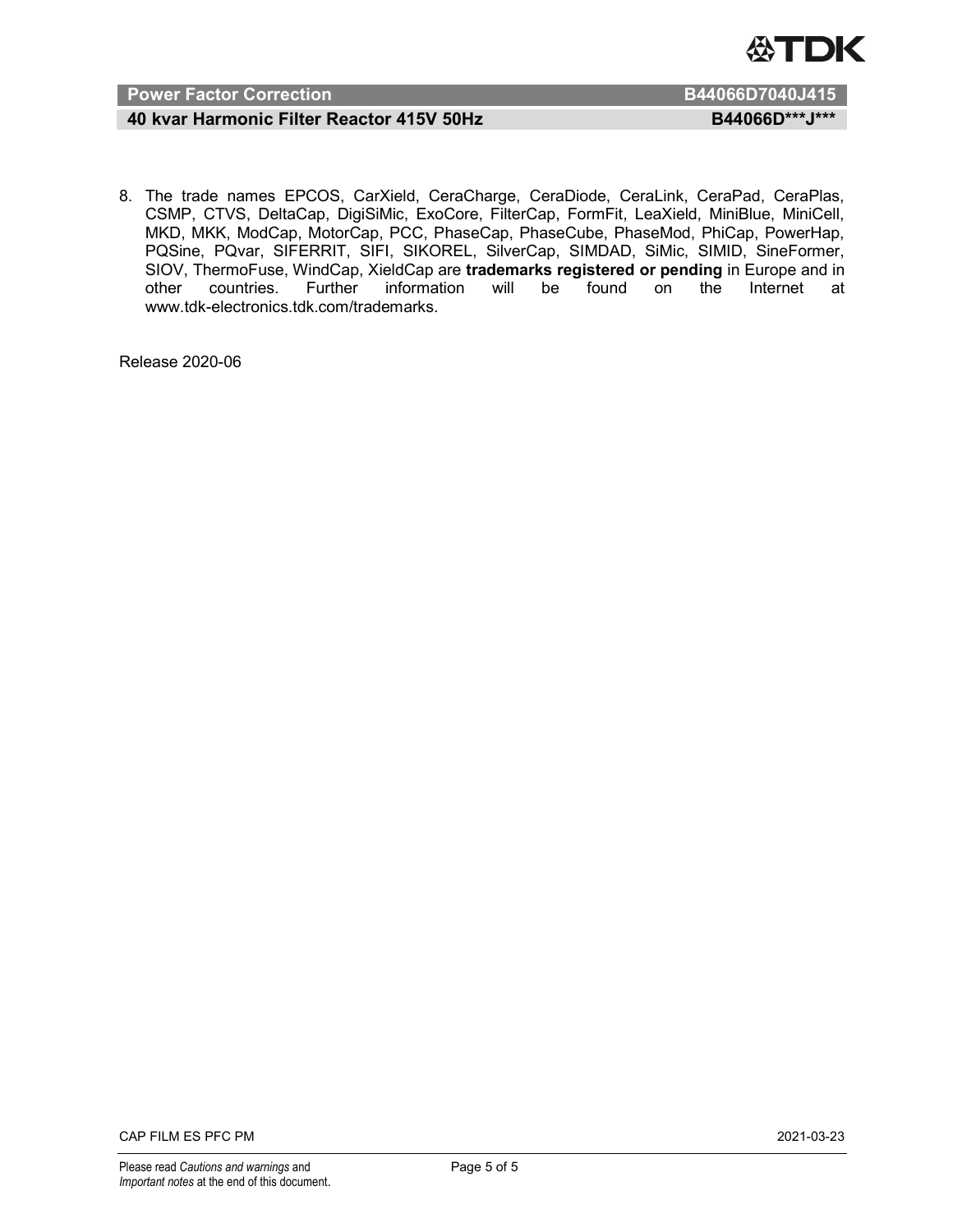8. The trade names EPCOS, CarXield, CeraCharge, CeraDiode, CeraLink, CeraPad, CeraPlas, CSMP, CTVS, DeltaCap, DigiSiMic, ExoCore, FilterCap, FormFit, LeaXield, MiniBlue, MiniCell, MKD, MKK, ModCap, MotorCap, PCC, PhaseCap, PhaseCube, PhaseMod, PhiCap, PowerHap, PQSine, PQvar, SIFERRIT, SIFI, SIKOREL, SilverCap, SIMDAD, SiMic, SIMID, SineFormer, SIOV, ThermoFuse, WindCap, XieldCap are **trademarks registered or pending** in Europe and in other countries. Further information will be found on the Internet at www.tdk-electronics.tdk.com/trademarks.

Release 2020-06